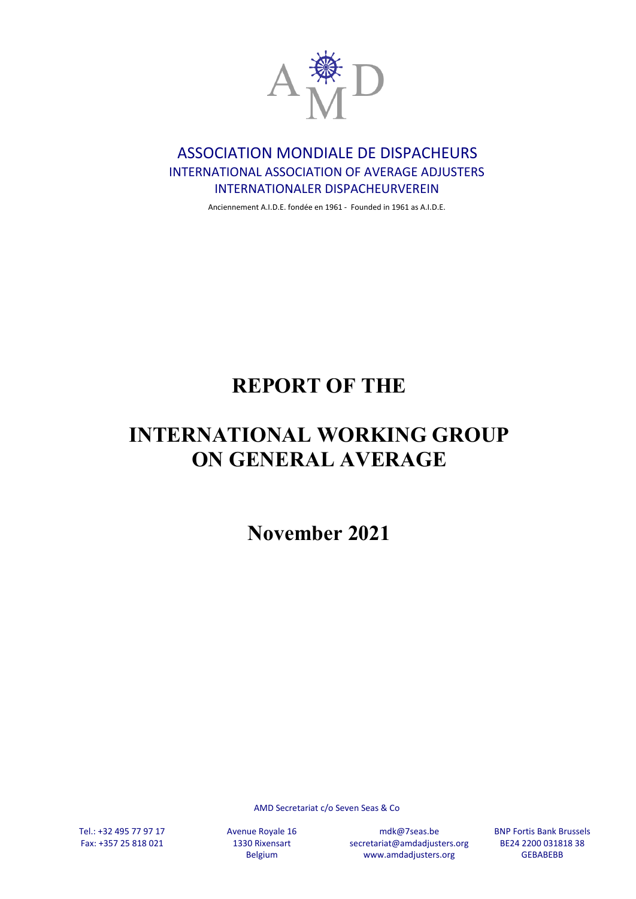AMD

ASSOCIATION MONDIALE DE DISPACHEURS

INTERNATIONAL ASSOCIATION OF AVERAGE ADJUSTERS

INTERNATIONALER DISPACHEURVEREIN

Anciennement A.I.D.E. fondée en 1961 - Founded in 1961 as A.I.D.E.

# REPORT OF THE

# INTERNATIONAL WORKING GROUP ON GENERAL AVERAGE

## November 2021

AMD Secretariat c/o Seven Seas & Co

Tel.: +32 495 77 97 17
Fax: +357 25 818 021

Avenue Royale 16
1330 Rixensart
Belgium

mdk@7seas.be
secretariat@amdadjusters.org
www.amdadjusters.org

BNP Fortis Bank Brussels
BE24 2200 031818 38
GEBABEBB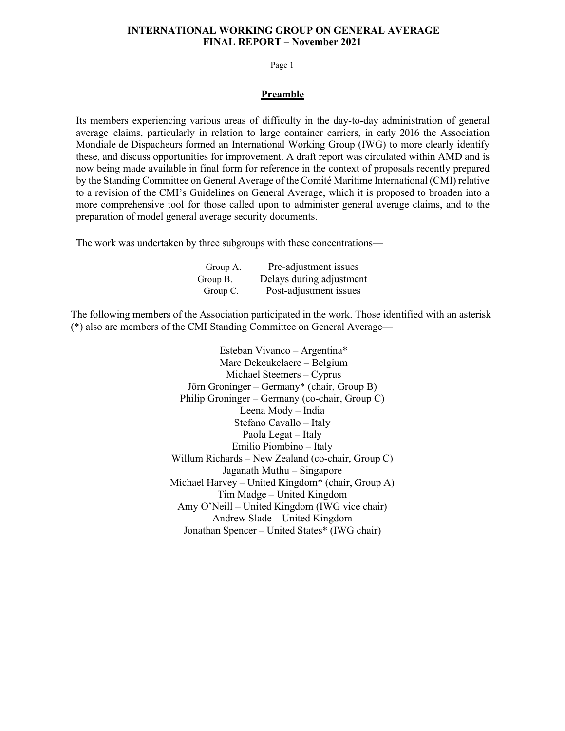## Preamble

Its members experiencing various areas of difficulty in the day-to-day administration of general average claims, particularly in relation to large container carriers, in early 2016 the Association Mondiale de Dispacheurs formed an International Working Group (IWG) to more clearly identify these, and discuss opportunities for improvement. A draft report was circulated within AMD and is now being made available in final form for reference in the context of proposals recently prepared by the Standing Committee on General Average of the Comité Maritime International (CMI) relative to a revision of the CMI's Guidelines on General Average, which it is proposed to broaden into a more comprehensive tool for those called upon to administer general average claims, and to the preparation of model general average security documents.

The work was undertaken by three subgroups with these concentrations—

| | |
|---|---|
| Group A. | Pre-adjustment issues |
| Group B. | Delays during adjustment |
| Group C. | Post-adjustment issues |

The following members of the Association participated in the work. Those identified with an asterisk (*) also are members of the CMI Standing Committee on General Average—

Esteban Vivanco – Argentina*
Marc Dekeukelaere – Belgium
Michael Steemers – Cyprus
Jörn Groninger – Germany* (chair, Group B)
Philip Groninger – Germany (co-chair, Group C)
Leena Mody – India
Stefano Cavallo – Italy
Paola Legat – Italy
Emilio Piombino – Italy
Willum Richards – New Zealand (co-chair, Group C)
Jaganath Muthu – Singapore
Michael Harvey – United Kingdom* (chair, Group A)
Tim Madge – United Kingdom
Amy O'Neill – United Kingdom (IWG vice chair)
Andrew Slade – United Kingdom
Jonathan Spencer – United States* (IWG chair)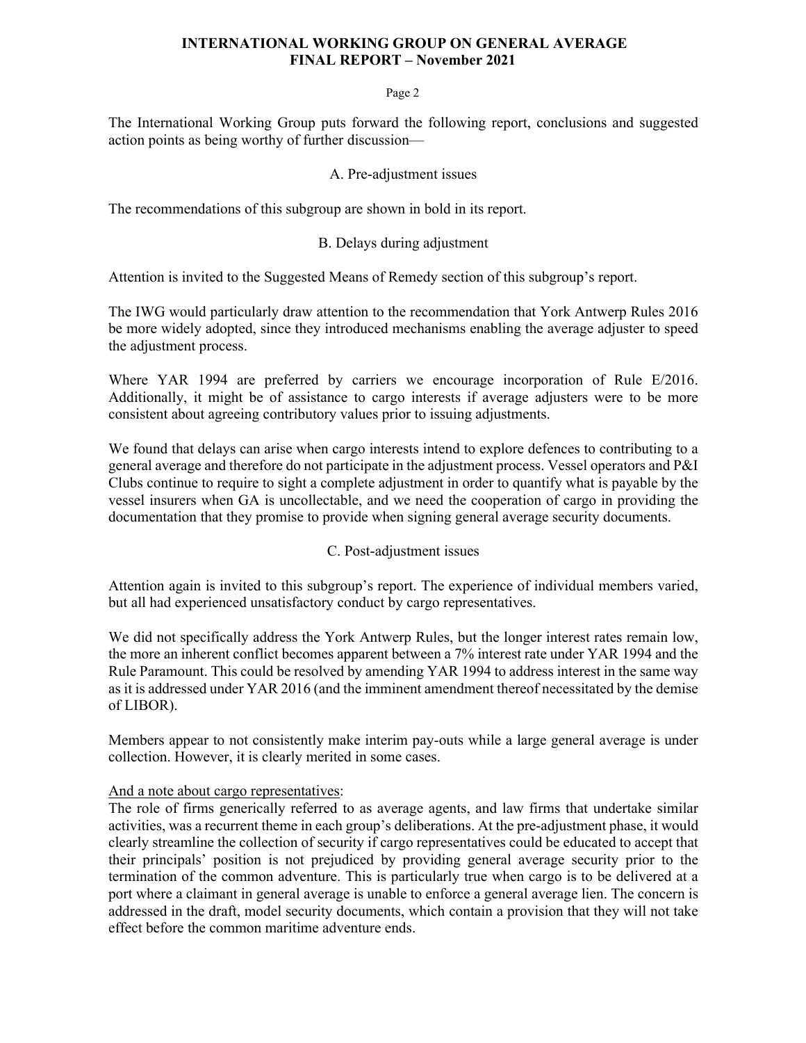The International Working Group puts forward the following report, conclusions and suggested action points as being worthy of further discussion—

## A. Pre-adjustment issues

The recommendations of this subgroup are shown in bold in its report.

## B. Delays during adjustment

Attention is invited to the Suggested Means of Remedy section of this subgroup's report.

The IWG would particularly draw attention to the recommendation that York Antwerp Rules 2016 be more widely adopted, since they introduced mechanisms enabling the average adjuster to speed the adjustment process.

Where YAR 1994 are preferred by carriers we encourage incorporation of Rule E/2016. Additionally, it might be of assistance to cargo interests if average adjusters were to be more consistent about agreeing contributory values prior to issuing adjustments.

We found that delays can arise when cargo interests intend to explore defences to contributing to a general average and therefore do not participate in the adjustment process. Vessel operators and P&I Clubs continue to require to sight a complete adjustment in order to quantify what is payable by the vessel insurers when GA is uncollectable, and we need the cooperation of cargo in providing the documentation that they promise to provide when signing general average security documents.

## C. Post-adjustment issues

Attention again is invited to this subgroup's report. The experience of individual members varied, but all had experienced unsatisfactory conduct by cargo representatives.

We did not specifically address the York Antwerp Rules, but the longer interest rates remain low, the more an inherent conflict becomes apparent between a 7% interest rate under YAR 1994 and the Rule Paramount. This could be resolved by amending YAR 1994 to address interest in the same way as it is addressed under YAR 2016 (and the imminent amendment thereof necessitated by the demise of LIBOR).

Members appear to not consistently make interim pay-outs while a large general average is under collection. However, it is clearly merited in some cases.

And a note about cargo representatives:

The role of firms generically referred to as average agents, and law firms that undertake similar activities, was a recurrent theme in each group's deliberations. At the pre-adjustment phase, it would clearly streamline the collection of security if cargo representatives could be educated to accept that their principals' position is not prejudiced by providing general average security prior to the termination of the common adventure. This is particularly true when cargo is to be delivered at a port where a claimant in general average is unable to enforce a general average lien. The concern is addressed in the draft, model security documents, which contain a provision that they will not take effect before the common maritime adventure ends.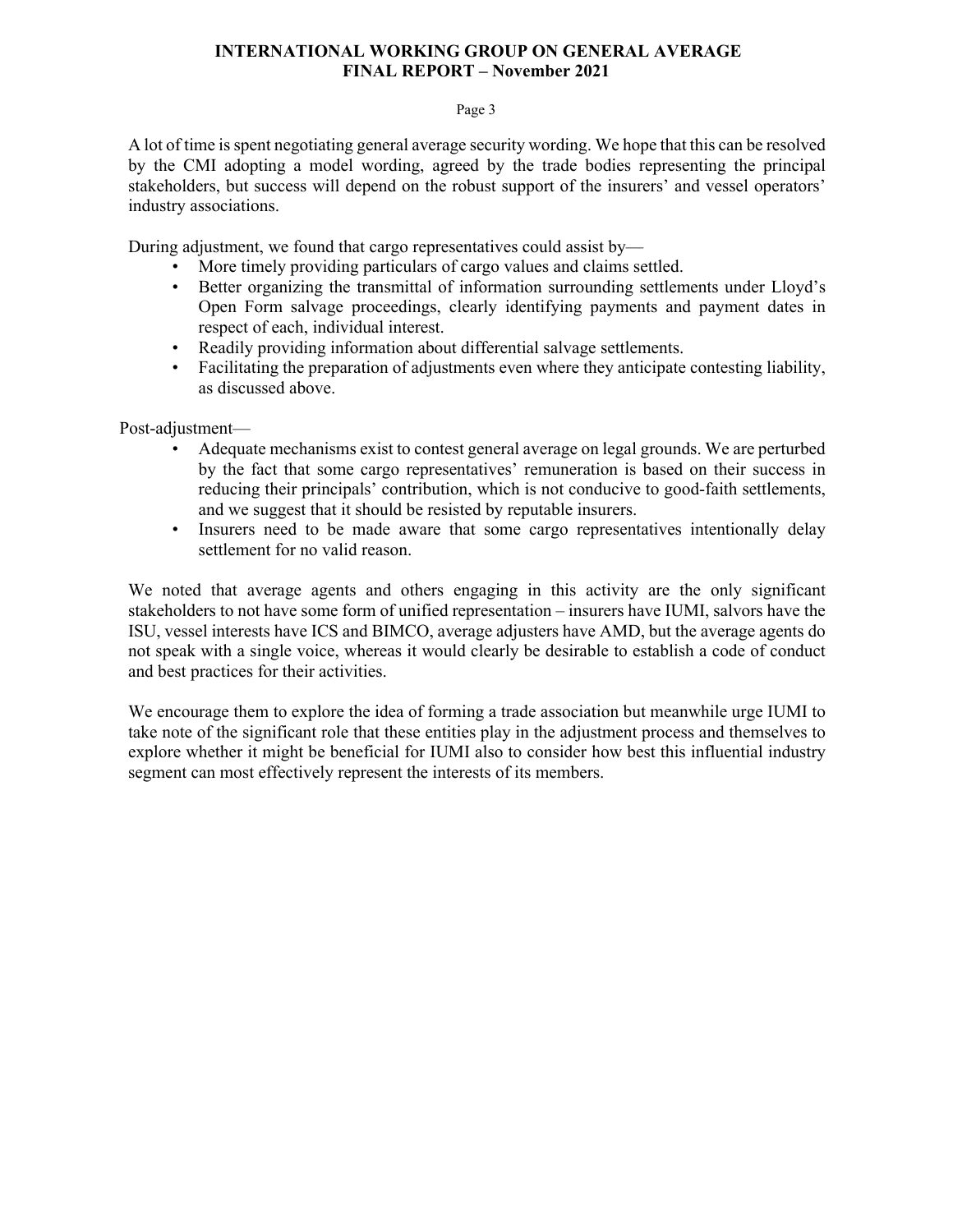A lot of time is spent negotiating general average security wording. We hope that this can be resolved by the CMI adopting a model wording, agreed by the trade bodies representing the principal stakeholders, but success will depend on the robust support of the insurers' and vessel operators' industry associations.

During adjustment, we found that cargo representatives could assist by—

- More timely providing particulars of cargo values and claims settled.
- Better organizing the transmittal of information surrounding settlements under Lloyd's Open Form salvage proceedings, clearly identifying payments and payment dates in respect of each, individual interest.
- Readily providing information about differential salvage settlements.
- Facilitating the preparation of adjustments even where they anticipate contesting liability, as discussed above.

Post-adjustment—

- Adequate mechanisms exist to contest general average on legal grounds. We are perturbed by the fact that some cargo representatives' remuneration is based on their success in reducing their principals' contribution, which is not conducive to good-faith settlements, and we suggest that it should be resisted by reputable insurers.
- Insurers need to be made aware that some cargo representatives intentionally delay settlement for no valid reason.

We noted that average agents and others engaging in this activity are the only significant stakeholders to not have some form of unified representation – insurers have IUMI, salvors have the ISU, vessel interests have ICS and BIMCO, average adjusters have AMD, but the average agents do not speak with a single voice, whereas it would clearly be desirable to establish a code of conduct and best practices for their activities.

We encourage them to explore the idea of forming a trade association but meanwhile urge IUMI to take note of the significant role that these entities play in the adjustment process and themselves to explore whether it might be beneficial for IUMI also to consider how best this influential industry segment can most effectively represent the interests of its members.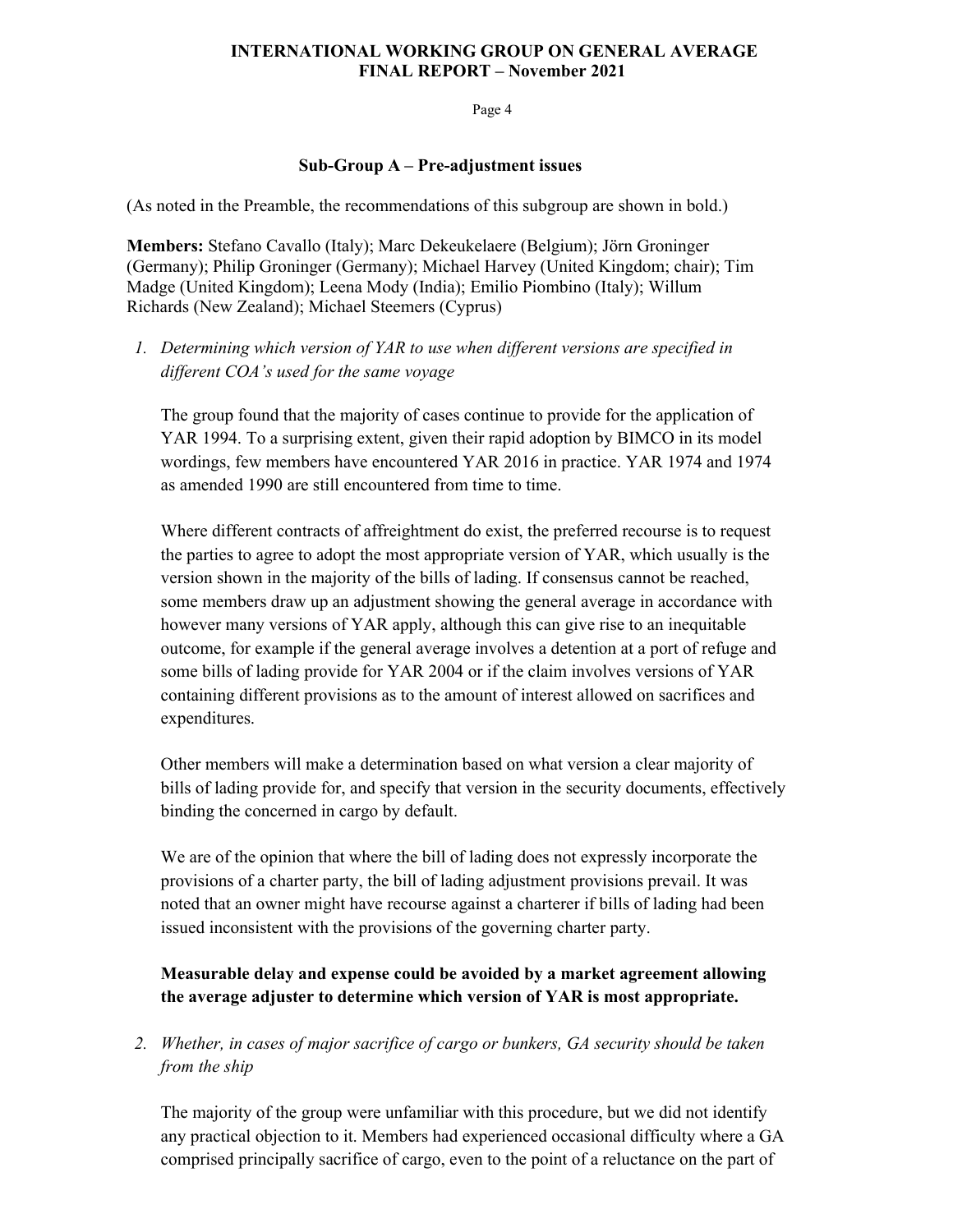## Sub-Group A – Pre-adjustment issues

(As noted in the Preamble, the recommendations of this subgroup are shown in bold.)

**Members:** Stefano Cavallo (Italy); Marc Dekeukelaere (Belgium); Jörn Groninger (Germany); Philip Groninger (Germany); Michael Harvey (United Kingdom; chair); Tim Madge (United Kingdom); Leena Mody (India); Emilio Piombino (Italy); Willum Richards (New Zealand); Michael Steemers (Cyprus)

1. *Determining which version of YAR to use when different versions are specified in different COA's used for the same voyage*

   The group found that the majority of cases continue to provide for the application of YAR 1994. To a surprising extent, given their rapid adoption by BIMCO in its model wordings, few members have encountered YAR 2016 in practice. YAR 1974 and 1974 as amended 1990 are still encountered from time to time.

   Where different contracts of affreightment do exist, the preferred recourse is to request the parties to agree to adopt the most appropriate version of YAR, which usually is the version shown in the majority of the bills of lading. If consensus cannot be reached, some members draw up an adjustment showing the general average in accordance with however many versions of YAR apply, although this can give rise to an inequitable outcome, for example if the general average involves a detention at a port of refuge and some bills of lading provide for YAR 2004 or if the claim involves versions of YAR containing different provisions as to the amount of interest allowed on sacrifices and expenditures.

   Other members will make a determination based on what version a clear majority of bills of lading provide for, and specify that version in the security documents, effectively binding the concerned in cargo by default.

   We are of the opinion that where the bill of lading does not expressly incorporate the provisions of a charter party, the bill of lading adjustment provisions prevail. It was noted that an owner might have recourse against a charterer if bills of lading had been issued inconsistent with the provisions of the governing charter party.

   **Measurable delay and expense could be avoided by a market agreement allowing the average adjuster to determine which version of YAR is most appropriate.**

2. *Whether, in cases of major sacrifice of cargo or bunkers, GA security should be taken from the ship*

   The majority of the group were unfamiliar with this procedure, but we did not identify any practical objection to it. Members had experienced occasional difficulty where a GA comprised principally sacrifice of cargo, even to the point of a reluctance on the part of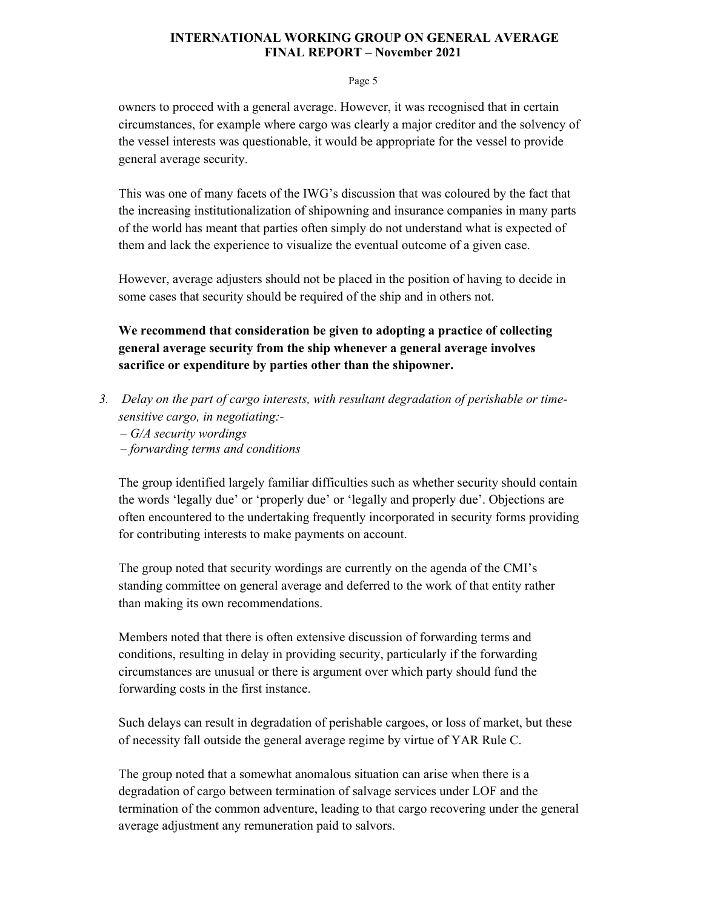owners to proceed with a general average. However, it was recognised that in certain circumstances, for example where cargo was clearly a major creditor and the solvency of the vessel interests was questionable, it would be appropriate for the vessel to provide general average security.

This was one of many facets of the IWG's discussion that was coloured by the fact that the increasing institutionalization of shipowning and insurance companies in many parts of the world has meant that parties often simply do not understand what is expected of them and lack the experience to visualize the eventual outcome of a given case.

However, average adjusters should not be placed in the position of having to decide in some cases that security should be required of the ship and in others not.

**We recommend that consideration be given to adopting a practice of collecting general average security from the ship whenever a general average involves sacrifice or expenditure by parties other than the shipowner.**

3. *Delay on the part of cargo interests, with resultant degradation of perishable or time-sensitive cargo, in negotiating:-*
   *– G/A security wordings*
   *– forwarding terms and conditions*

The group identified largely familiar difficulties such as whether security should contain the words 'legally due' or 'properly due' or 'legally and properly due'. Objections are often encountered to the undertaking frequently incorporated in security forms providing for contributing interests to make payments on account.

The group noted that security wordings are currently on the agenda of the CMI's standing committee on general average and deferred to the work of that entity rather than making its own recommendations.

Members noted that there is often extensive discussion of forwarding terms and conditions, resulting in delay in providing security, particularly if the forwarding circumstances are unusual or there is argument over which party should fund the forwarding costs in the first instance.

Such delays can result in degradation of perishable cargoes, or loss of market, but these of necessity fall outside the general average regime by virtue of YAR Rule C.

The group noted that a somewhat anomalous situation can arise when there is a degradation of cargo between termination of salvage services under LOF and the termination of the common adventure, leading to that cargo recovering under the general average adjustment any remuneration paid to salvors.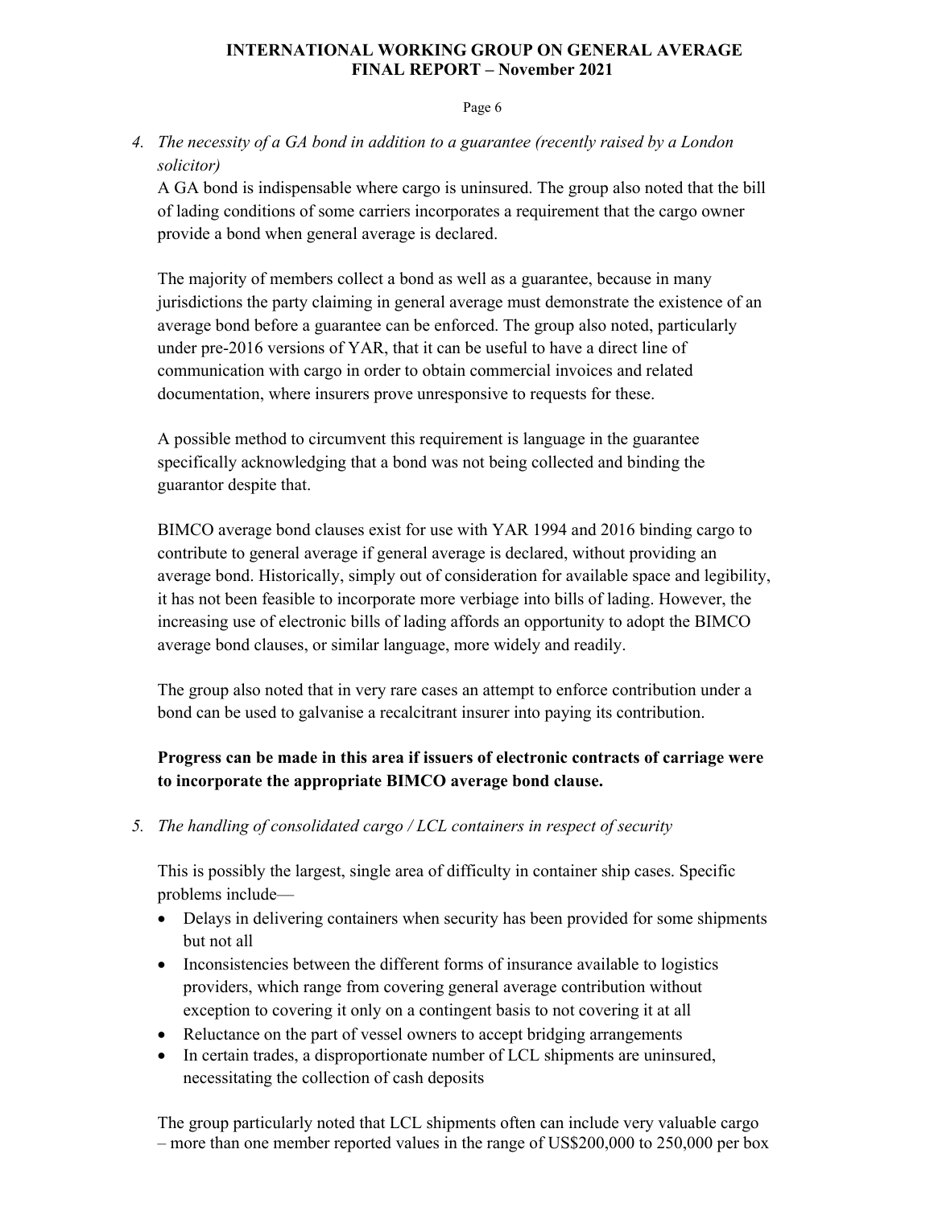*4. The necessity of a GA bond in addition to a guarantee (recently raised by a London solicitor)*

A GA bond is indispensable where cargo is uninsured. The group also noted that the bill of lading conditions of some carriers incorporates a requirement that the cargo owner provide a bond when general average is declared.

The majority of members collect a bond as well as a guarantee, because in many jurisdictions the party claiming in general average must demonstrate the existence of an average bond before a guarantee can be enforced. The group also noted, particularly under pre-2016 versions of YAR, that it can be useful to have a direct line of communication with cargo in order to obtain commercial invoices and related documentation, where insurers prove unresponsive to requests for these.

A possible method to circumvent this requirement is language in the guarantee specifically acknowledging that a bond was not being collected and binding the guarantor despite that.

BIMCO average bond clauses exist for use with YAR 1994 and 2016 binding cargo to contribute to general average if general average is declared, without providing an average bond. Historically, simply out of consideration for available space and legibility, it has not been feasible to incorporate more verbiage into bills of lading. However, the increasing use of electronic bills of lading affords an opportunity to adopt the BIMCO average bond clauses, or similar language, more widely and readily.

The group also noted that in very rare cases an attempt to enforce contribution under a bond can be used to galvanise a recalcitrant insurer into paying its contribution.

**Progress can be made in this area if issuers of electronic contracts of carriage were to incorporate the appropriate BIMCO average bond clause.**

*5. The handling of consolidated cargo / LCL containers in respect of security*

This is possibly the largest, single area of difficulty in container ship cases. Specific problems include—

- Delays in delivering containers when security has been provided for some shipments but not all
- Inconsistencies between the different forms of insurance available to logistics providers, which range from covering general average contribution without exception to covering it only on a contingent basis to not covering it at all
- Reluctance on the part of vessel owners to accept bridging arrangements
- In certain trades, a disproportionate number of LCL shipments are uninsured, necessitating the collection of cash deposits

The group particularly noted that LCL shipments often can include very valuable cargo – more than one member reported values in the range of US$200,000 to 250,000 per box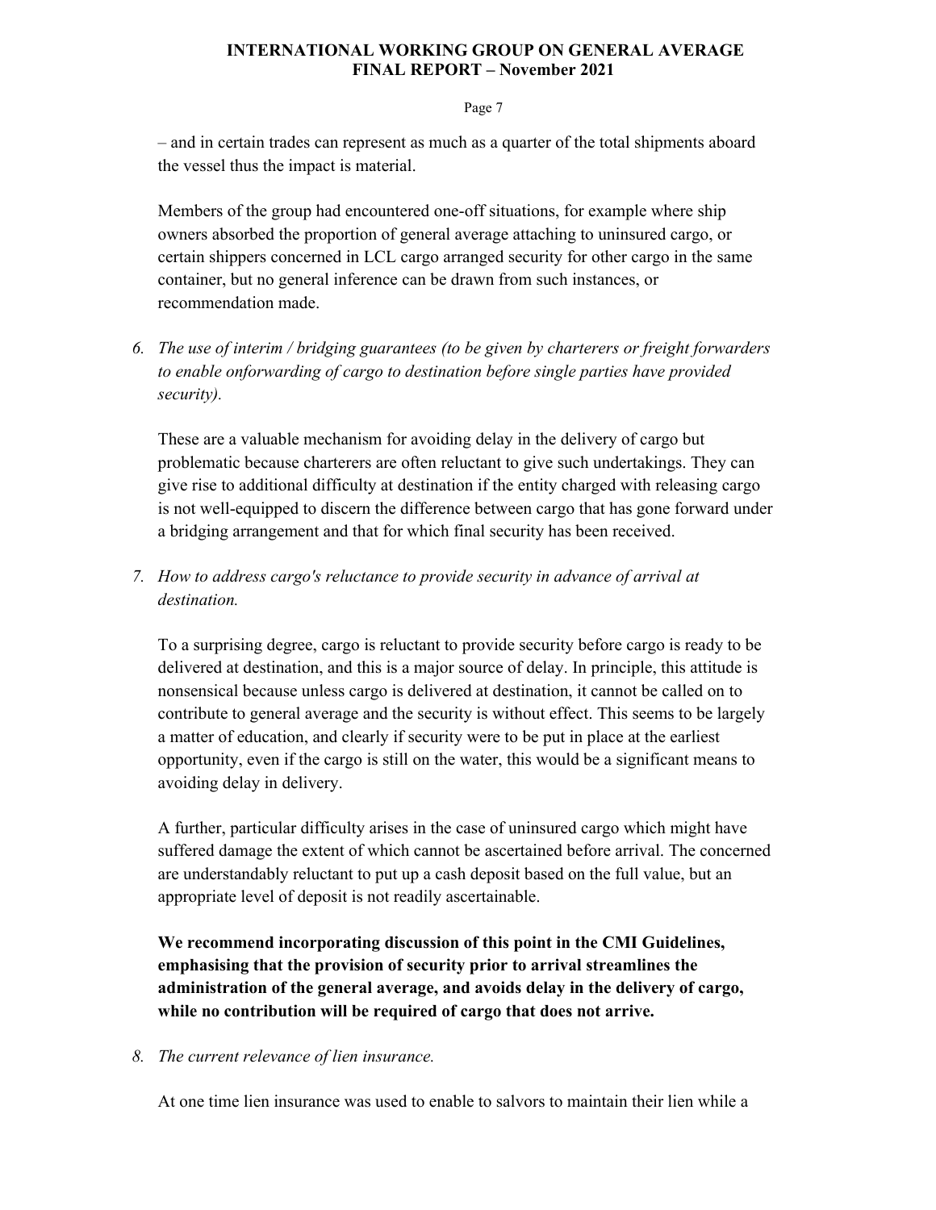– and in certain trades can represent as much as a quarter of the total shipments aboard the vessel thus the impact is material.

Members of the group had encountered one-off situations, for example where ship owners absorbed the proportion of general average attaching to uninsured cargo, or certain shippers concerned in LCL cargo arranged security for other cargo in the same container, but no general inference can be drawn from such instances, or recommendation made.

6. *The use of interim / bridging guarantees (to be given by charterers or freight forwarders to enable onforwarding of cargo to destination before single parties have provided security).*

   These are a valuable mechanism for avoiding delay in the delivery of cargo but problematic because charterers are often reluctant to give such undertakings. They can give rise to additional difficulty at destination if the entity charged with releasing cargo is not well-equipped to discern the difference between cargo that has gone forward under a bridging arrangement and that for which final security has been received.

7. *How to address cargo's reluctance to provide security in advance of arrival at destination.*

   To a surprising degree, cargo is reluctant to provide security before cargo is ready to be delivered at destination, and this is a major source of delay. In principle, this attitude is nonsensical because unless cargo is delivered at destination, it cannot be called on to contribute to general average and the security is without effect. This seems to be largely a matter of education, and clearly if security were to be put in place at the earliest opportunity, even if the cargo is still on the water, this would be a significant means to avoiding delay in delivery.

   A further, particular difficulty arises in the case of uninsured cargo which might have suffered damage the extent of which cannot be ascertained before arrival. The concerned are understandably reluctant to put up a cash deposit based on the full value, but an appropriate level of deposit is not readily ascertainable.

   **We recommend incorporating discussion of this point in the CMI Guidelines, emphasising that the provision of security prior to arrival streamlines the administration of the general average, and avoids delay in the delivery of cargo, while no contribution will be required of cargo that does not arrive.**

8. *The current relevance of lien insurance.*

   At one time lien insurance was used to enable to salvors to maintain their lien while a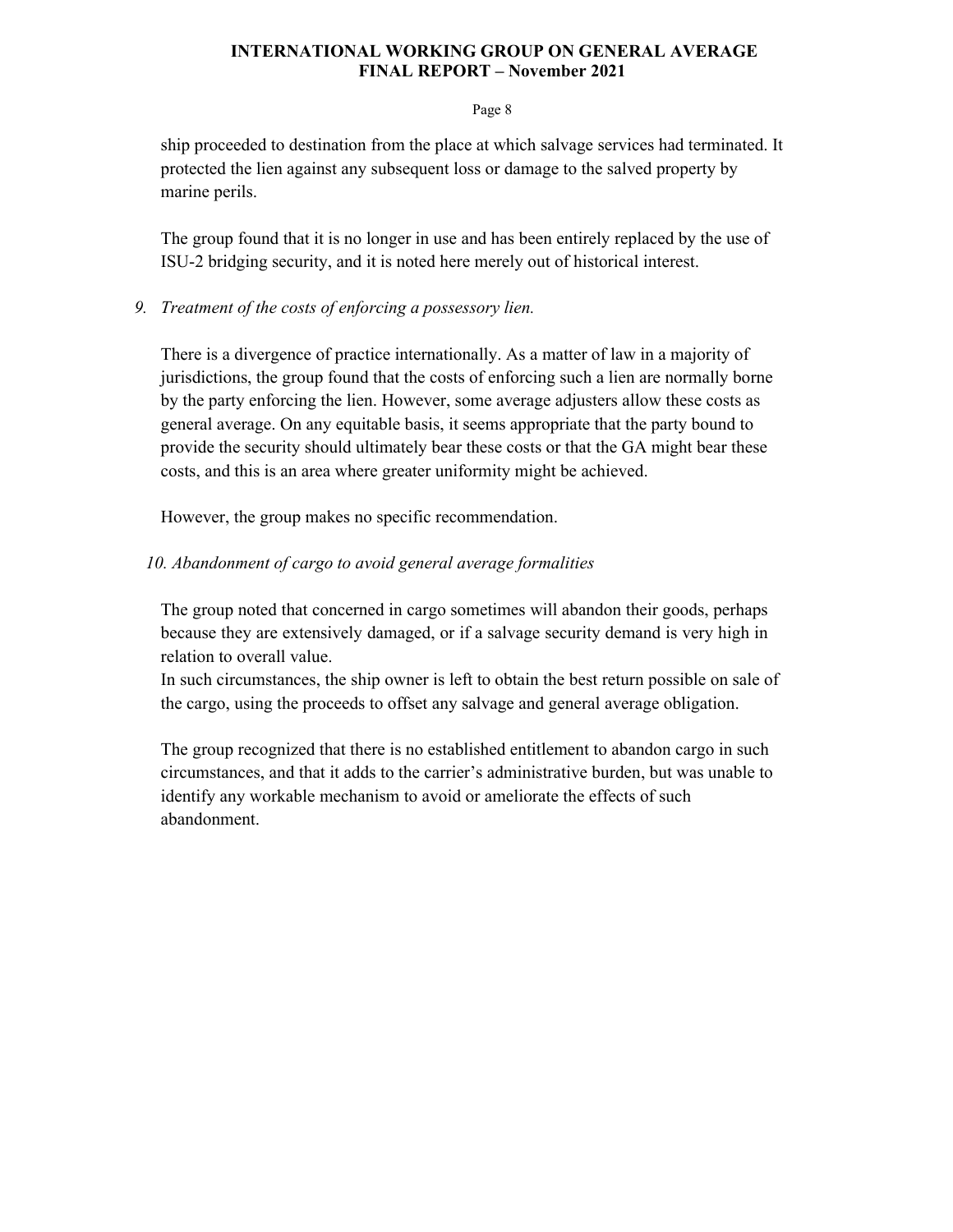ship proceeded to destination from the place at which salvage services had terminated. It protected the lien against any subsequent loss or damage to the salved property by marine perils.

The group found that it is no longer in use and has been entirely replaced by the use of ISU-2 bridging security, and it is noted here merely out of historical interest.

9. *Treatment of the costs of enforcing a possessory lien.*

There is a divergence of practice internationally. As a matter of law in a majority of jurisdictions, the group found that the costs of enforcing such a lien are normally borne by the party enforcing the lien. However, some average adjusters allow these costs as general average. On any equitable basis, it seems appropriate that the party bound to provide the security should ultimately bear these costs or that the GA might bear these costs, and this is an area where greater uniformity might be achieved.

However, the group makes no specific recommendation.

10. *Abandonment of cargo to avoid general average formalities*

The group noted that concerned in cargo sometimes will abandon their goods, perhaps because they are extensively damaged, or if a salvage security demand is very high in relation to overall value.
In such circumstances, the ship owner is left to obtain the best return possible on sale of the cargo, using the proceeds to offset any salvage and general average obligation.

The group recognized that there is no established entitlement to abandon cargo in such circumstances, and that it adds to the carrier's administrative burden, but was unable to identify any workable mechanism to avoid or ameliorate the effects of such abandonment.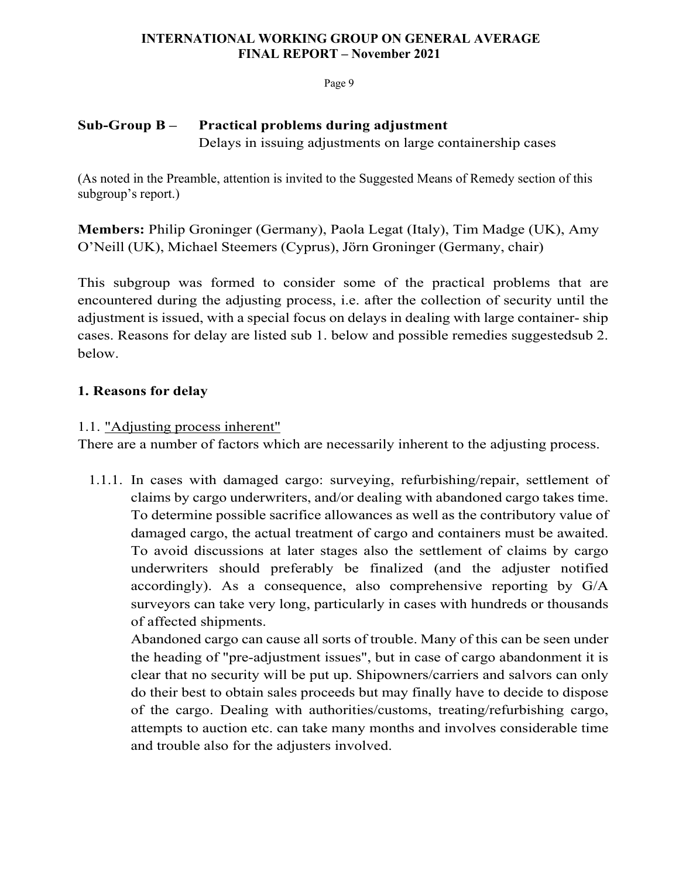## Sub-Group B – Practical problems during adjustment

Delays in issuing adjustments on large containership cases

(As noted in the Preamble, attention is invited to the Suggested Means of Remedy section of this subgroup's report.)

**Members:** Philip Groninger (Germany), Paola Legat (Italy), Tim Madge (UK), Amy O'Neill (UK), Michael Steemers (Cyprus), Jörn Groninger (Germany, chair)

This subgroup was formed to consider some of the practical problems that are encountered during the adjusting process, i.e. after the collection of security until the adjustment is issued, with a special focus on delays in dealing with large container- ship cases. Reasons for delay are listed sub 1. below and possible remedies suggestedsub 2. below.

### 1. Reasons for delay

1.1. "Adjusting process inherent"

There are a number of factors which are necessarily inherent to the adjusting process.

1.1.1. In cases with damaged cargo: surveying, refurbishing/repair, settlement of claims by cargo underwriters, and/or dealing with abandoned cargo takes time. To determine possible sacrifice allowances as well as the contributory value of damaged cargo, the actual treatment of cargo and containers must be awaited. To avoid discussions at later stages also the settlement of claims by cargo underwriters should preferably be finalized (and the adjuster notified accordingly). As a consequence, also comprehensive reporting by G/A surveyors can take very long, particularly in cases with hundreds or thousands of affected shipments.

Abandoned cargo can cause all sorts of trouble. Many of this can be seen under the heading of "pre-adjustment issues", but in case of cargo abandonment it is clear that no security will be put up. Shipowners/carriers and salvors can only do their best to obtain sales proceeds but may finally have to decide to dispose of the cargo. Dealing with authorities/customs, treating/refurbishing cargo, attempts to auction etc. can take many months and involves considerable time and trouble also for the adjusters involved.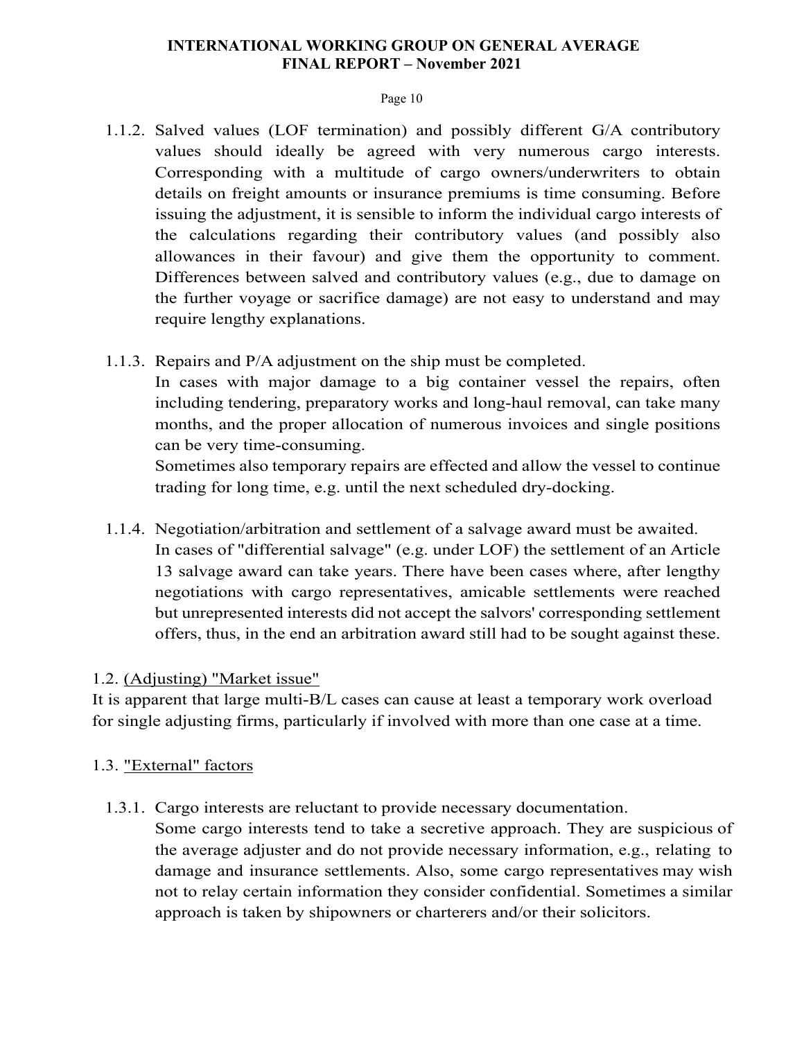1.1.2. Salved values (LOF termination) and possibly different G/A contributory values should ideally be agreed with very numerous cargo interests. Corresponding with a multitude of cargo owners/underwriters to obtain details on freight amounts or insurance premiums is time consuming. Before issuing the adjustment, it is sensible to inform the individual cargo interests of the calculations regarding their contributory values (and possibly also allowances in their favour) and give them the opportunity to comment. Differences between salved and contributory values (e.g., due to damage on the further voyage or sacrifice damage) are not easy to understand and may require lengthy explanations.

1.1.3. Repairs and P/A adjustment on the ship must be completed.
In cases with major damage to a big container vessel the repairs, often including tendering, preparatory works and long-haul removal, can take many months, and the proper allocation of numerous invoices and single positions can be very time-consuming.
Sometimes also temporary repairs are effected and allow the vessel to continue trading for long time, e.g. until the next scheduled dry-docking.

1.1.4. Negotiation/arbitration and settlement of a salvage award must be awaited.
In cases of "differential salvage" (e.g. under LOF) the settlement of an Article 13 salvage award can take years. There have been cases where, after lengthy negotiations with cargo representatives, amicable settlements were reached but unrepresented interests did not accept the salvors' corresponding settlement offers, thus, in the end an arbitration award still had to be sought against these.

1.2. <u>(Adjusting) "Market issue"</u>

It is apparent that large multi-B/L cases can cause at least a temporary work overload for single adjusting firms, particularly if involved with more than one case at a time.

1.3. <u>"External" factors</u>

1.3.1. Cargo interests are reluctant to provide necessary documentation.
Some cargo interests tend to take a secretive approach. They are suspicious of the average adjuster and do not provide necessary information, e.g., relating to damage and insurance settlements. Also, some cargo representatives may wish not to relay certain information they consider confidential. Sometimes a similar approach is taken by shipowners or charterers and/or their solicitors.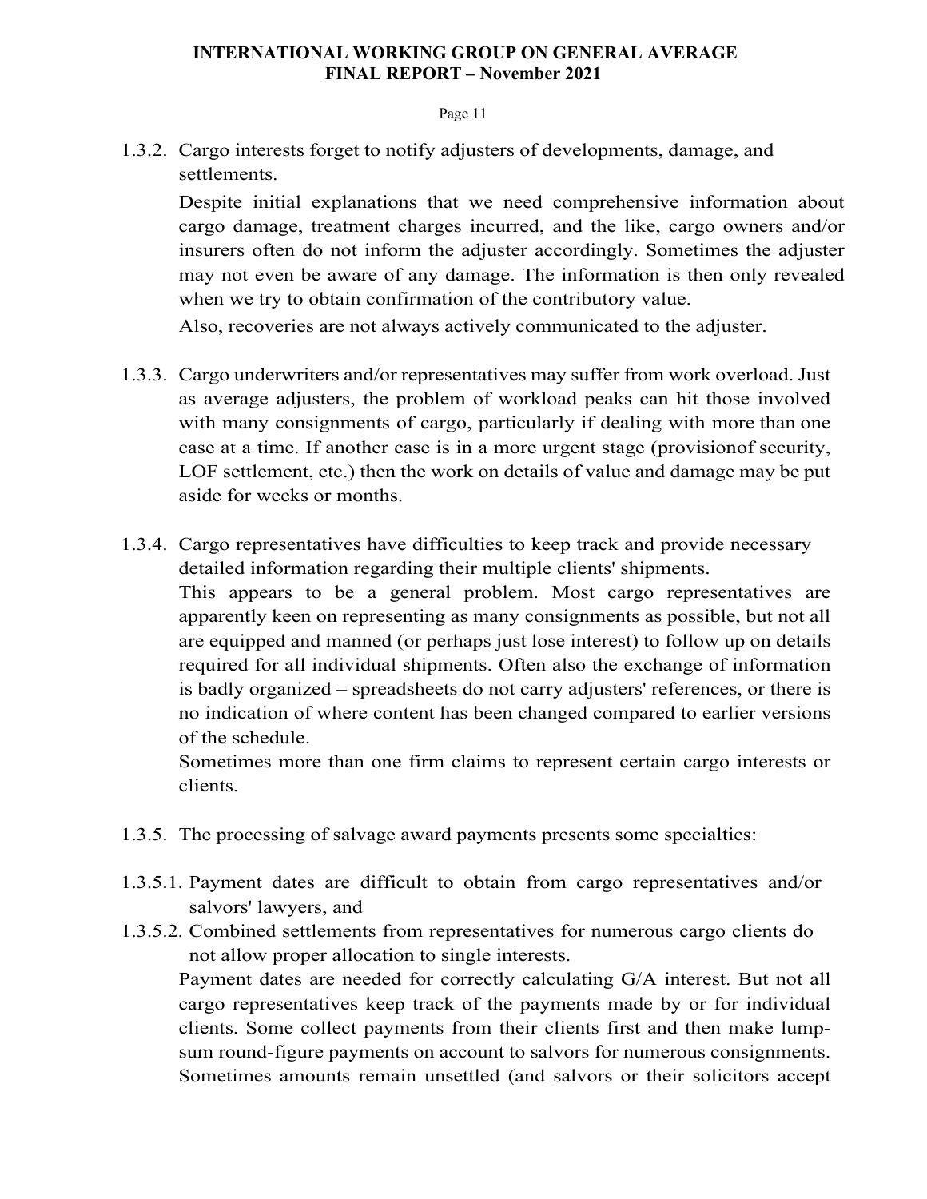1.3.2. Cargo interests forget to notify adjusters of developments, damage, and settlements.

Despite initial explanations that we need comprehensive information about cargo damage, treatment charges incurred, and the like, cargo owners and/or insurers often do not inform the adjuster accordingly. Sometimes the adjuster may not even be aware of any damage. The information is then only revealed when we try to obtain confirmation of the contributory value.

Also, recoveries are not always actively communicated to the adjuster.

1.3.3. Cargo underwriters and/or representatives may suffer from work overload. Just as average adjusters, the problem of workload peaks can hit those involved with many consignments of cargo, particularly if dealing with more than one case at a time. If another case is in a more urgent stage (provisionof security, LOF settlement, etc.) then the work on details of value and damage may be put aside for weeks or months.

1.3.4. Cargo representatives have difficulties to keep track and provide necessary detailed information regarding their multiple clients' shipments.

This appears to be a general problem. Most cargo representatives are apparently keen on representing as many consignments as possible, but not all are equipped and manned (or perhaps just lose interest) to follow up on details required for all individual shipments. Often also the exchange of information is badly organized – spreadsheets do not carry adjusters' references, or there is no indication of where content has been changed compared to earlier versions of the schedule.

Sometimes more than one firm claims to represent certain cargo interests or clients.

1.3.5. The processing of salvage award payments presents some specialties:

1.3.5.1. Payment dates are difficult to obtain from cargo representatives and/or salvors' lawyers, and

1.3.5.2. Combined settlements from representatives for numerous cargo clients do not allow proper allocation to single interests.

Payment dates are needed for correctly calculating G/A interest. But not all cargo representatives keep track of the payments made by or for individual clients. Some collect payments from their clients first and then make lump-sum round-figure payments on account to salvors for numerous consignments. Sometimes amounts remain unsettled (and salvors or their solicitors accept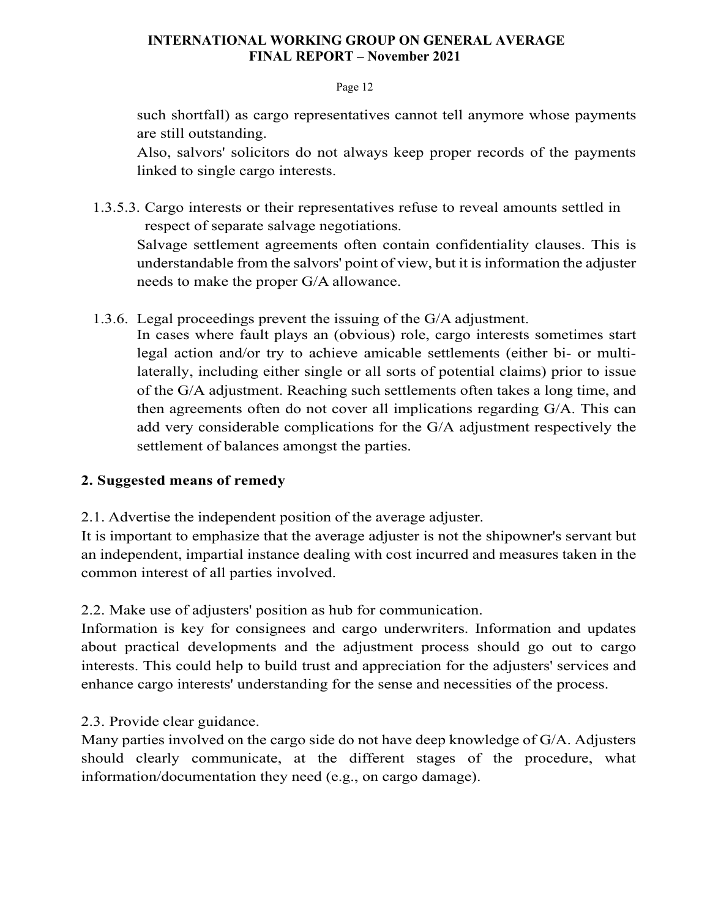such shortfall) as cargo representatives cannot tell anymore whose payments are still outstanding.

Also, salvors' solicitors do not always keep proper records of the payments linked to single cargo interests.

1.3.5.3. Cargo interests or their representatives refuse to reveal amounts settled in respect of separate salvage negotiations.

Salvage settlement agreements often contain confidentiality clauses. This is understandable from the salvors' point of view, but it is information the adjuster needs to make the proper G/A allowance.

1.3.6. Legal proceedings prevent the issuing of the G/A adjustment.

In cases where fault plays an (obvious) role, cargo interests sometimes start legal action and/or try to achieve amicable settlements (either bi- or multi-laterally, including either single or all sorts of potential claims) prior to issue of the G/A adjustment. Reaching such settlements often takes a long time, and then agreements often do not cover all implications regarding G/A. This can add very considerable complications for the G/A adjustment respectively the settlement of balances amongst the parties.

## 2. Suggested means of remedy

2.1. Advertise the independent position of the average adjuster.

It is important to emphasize that the average adjuster is not the shipowner's servant but an independent, impartial instance dealing with cost incurred and measures taken in the common interest of all parties involved.

2.2. Make use of adjusters' position as hub for communication.

Information is key for consignees and cargo underwriters. Information and updates about practical developments and the adjustment process should go out to cargo interests. This could help to build trust and appreciation for the adjusters' services and enhance cargo interests' understanding for the sense and necessities of the process.

2.3. Provide clear guidance.

Many parties involved on the cargo side do not have deep knowledge of G/A. Adjusters should clearly communicate, at the different stages of the procedure, what information/documentation they need (e.g., on cargo damage).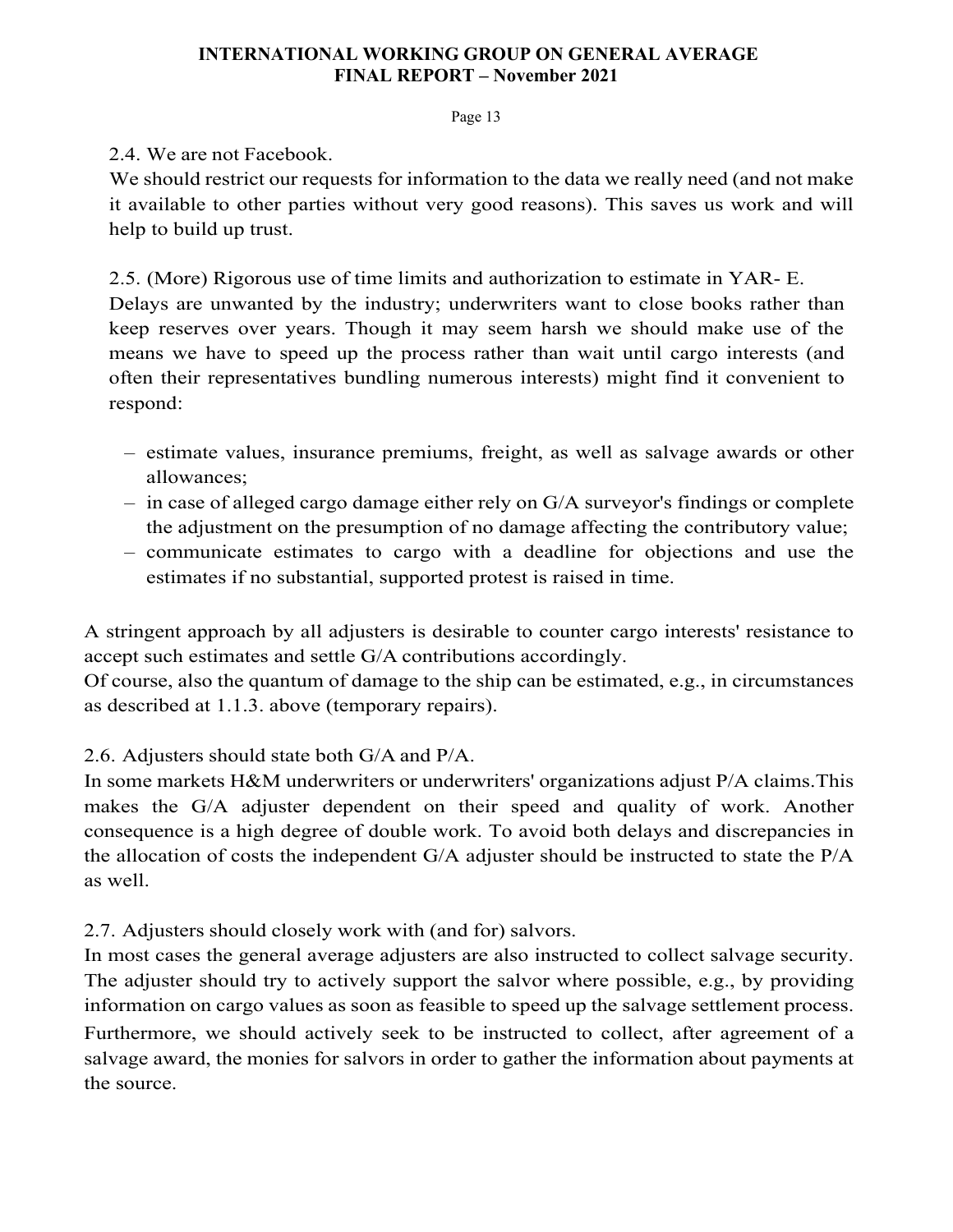### 2.4. We are not Facebook.

We should restrict our requests for information to the data we really need (and not make it available to other parties without very good reasons). This saves us work and will help to build up trust.

### 2.5. (More) Rigorous use of time limits and authorization to estimate in YAR- E.

Delays are unwanted by the industry; underwriters want to close books rather than keep reserves over years. Though it may seem harsh we should make use of the means we have to speed up the process rather than wait until cargo interests (and often their representatives bundling numerous interests) might find it convenient to respond:

- estimate values, insurance premiums, freight, as well as salvage awards or other allowances;
- in case of alleged cargo damage either rely on G/A surveyor's findings or complete the adjustment on the presumption of no damage affecting the contributory value;
- communicate estimates to cargo with a deadline for objections and use the estimates if no substantial, supported protest is raised in time.

A stringent approach by all adjusters is desirable to counter cargo interests' resistance to accept such estimates and settle G/A contributions accordingly.

Of course, also the quantum of damage to the ship can be estimated, e.g., in circumstances as described at 1.1.3. above (temporary repairs).

### 2.6. Adjusters should state both G/A and P/A.

In some markets H&M underwriters or underwriters' organizations adjust P/A claims.This makes the G/A adjuster dependent on their speed and quality of work. Another consequence is a high degree of double work. To avoid both delays and discrepancies in the allocation of costs the independent G/A adjuster should be instructed to state the P/A as well.

### 2.7. Adjusters should closely work with (and for) salvors.

In most cases the general average adjusters are also instructed to collect salvage security. The adjuster should try to actively support the salvor where possible, e.g., by providing information on cargo values as soon as feasible to speed up the salvage settlement process. Furthermore, we should actively seek to be instructed to collect, after agreement of a salvage award, the monies for salvors in order to gather the information about payments at the source.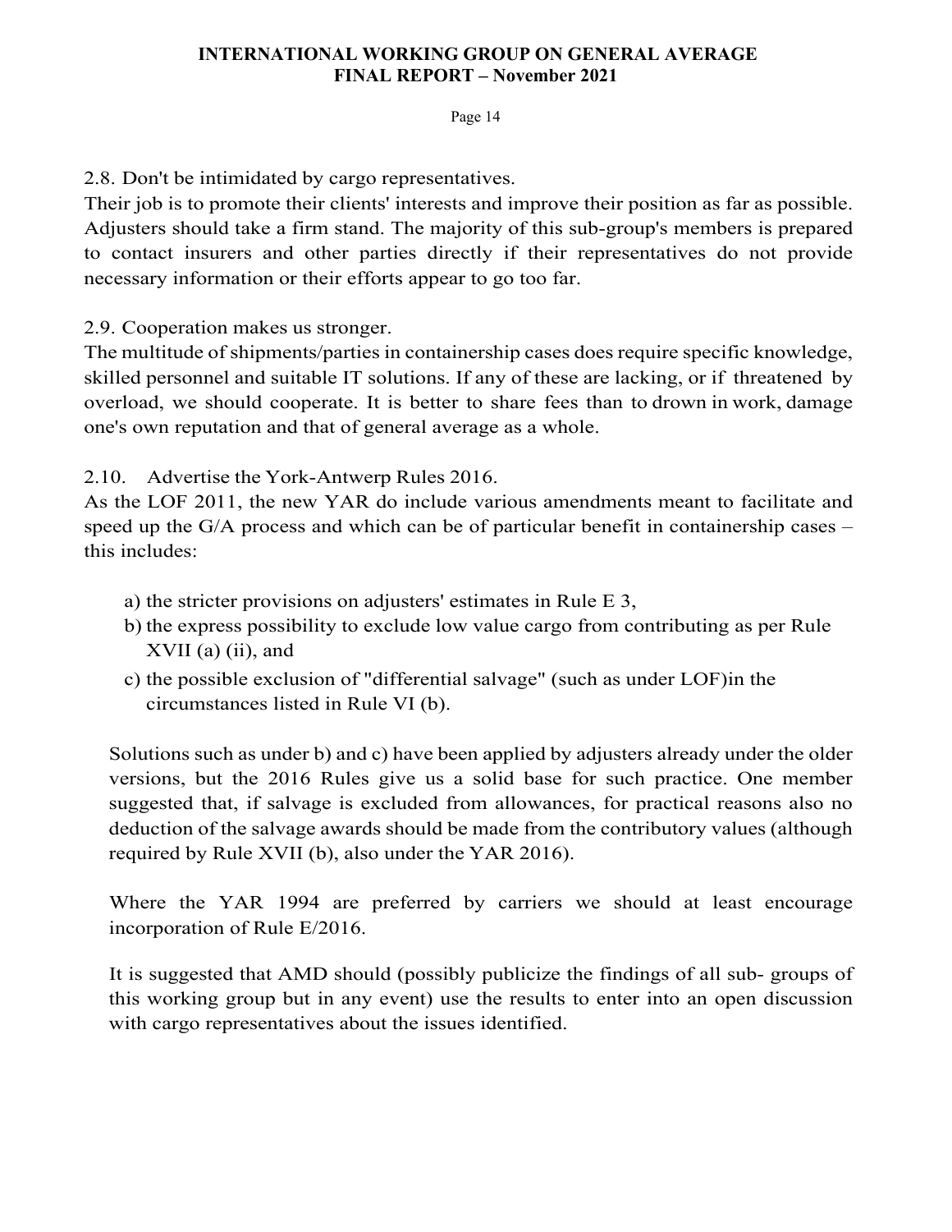2.8. Don't be intimidated by cargo representatives.

Their job is to promote their clients' interests and improve their position as far as possible. Adjusters should take a firm stand. The majority of this sub-group's members is prepared to contact insurers and other parties directly if their representatives do not provide necessary information or their efforts appear to go too far.

2.9. Cooperation makes us stronger.

The multitude of shipments/parties in containership cases does require specific knowledge, skilled personnel and suitable IT solutions. If any of these are lacking, or if threatened by overload, we should cooperate. It is better to share fees than to drown in work, damage one's own reputation and that of general average as a whole.

2.10. Advertise the York-Antwerp Rules 2016.

As the LOF 2011, the new YAR do include various amendments meant to facilitate and speed up the G/A process and which can be of particular benefit in containership cases – this includes:

a) the stricter provisions on adjusters' estimates in Rule E 3,
b) the express possibility to exclude low value cargo from contributing as per Rule XVII (a) (ii), and
c) the possible exclusion of "differential salvage" (such as under LOF)in the circumstances listed in Rule VI (b).

Solutions such as under b) and c) have been applied by adjusters already under the older versions, but the 2016 Rules give us a solid base for such practice. One member suggested that, if salvage is excluded from allowances, for practical reasons also no deduction of the salvage awards should be made from the contributory values (although required by Rule XVII (b), also under the YAR 2016).

Where the YAR 1994 are preferred by carriers we should at least encourage incorporation of Rule E/2016.

It is suggested that AMD should (possibly publicize the findings of all sub- groups of this working group but in any event) use the results to enter into an open discussion with cargo representatives about the issues identified.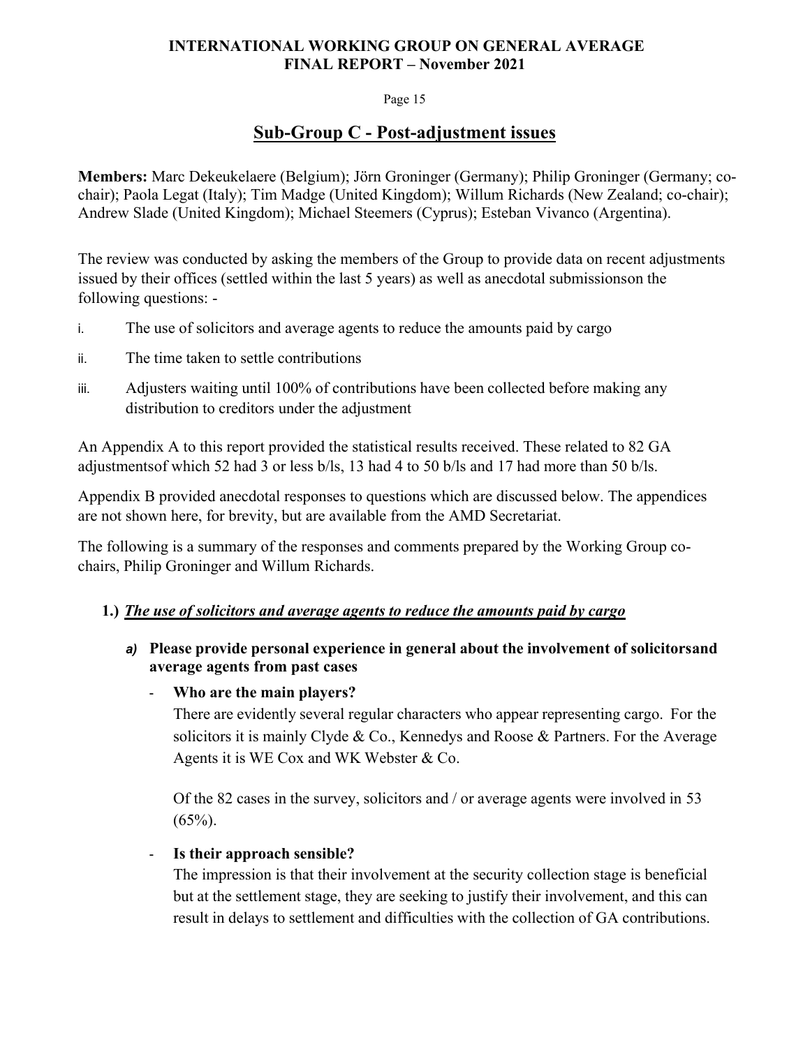## Sub-Group C - Post-adjustment issues

**Members:** Marc Dekeukelaere (Belgium); Jörn Groninger (Germany); Philip Groninger (Germany; co-chair); Paola Legat (Italy); Tim Madge (United Kingdom); Willum Richards (New Zealand; co-chair); Andrew Slade (United Kingdom); Michael Steemers (Cyprus); Esteban Vivanco (Argentina).

The review was conducted by asking the members of the Group to provide data on recent adjustments issued by their offices (settled within the last 5 years) as well as anecdotal submissionson the following questions: -

i. The use of solicitors and average agents to reduce the amounts paid by cargo
ii. The time taken to settle contributions
iii. Adjusters waiting until 100% of contributions have been collected before making any distribution to creditors under the adjustment

An Appendix A to this report provided the statistical results received. These related to 82 GA adjustmentsof which 52 had 3 or less b/ls, 13 had 4 to 50 b/ls and 17 had more than 50 b/ls.

Appendix B provided anecdotal responses to questions which are discussed below. The appendices are not shown here, for brevity, but are available from the AMD Secretariat.

The following is a summary of the responses and comments prepared by the Working Group co-chairs, Philip Groninger and Willum Richards.

### 1.) ***The use of solicitors and average agents to reduce the amounts paid by cargo***

#### *a)* **Please provide personal experience in general about the involvement of solicitorsand average agents from past cases**

- **Who are the main players?**

  There are evidently several regular characters who appear representing cargo. For the solicitors it is mainly Clyde & Co., Kennedys and Roose & Partners. For the Average Agents it is WE Cox and WK Webster & Co.

  Of the 82 cases in the survey, solicitors and / or average agents were involved in 53 (65%).

- **Is their approach sensible?**

  The impression is that their involvement at the security collection stage is beneficial but at the settlement stage, they are seeking to justify their involvement, and this can result in delays to settlement and difficulties with the collection of GA contributions.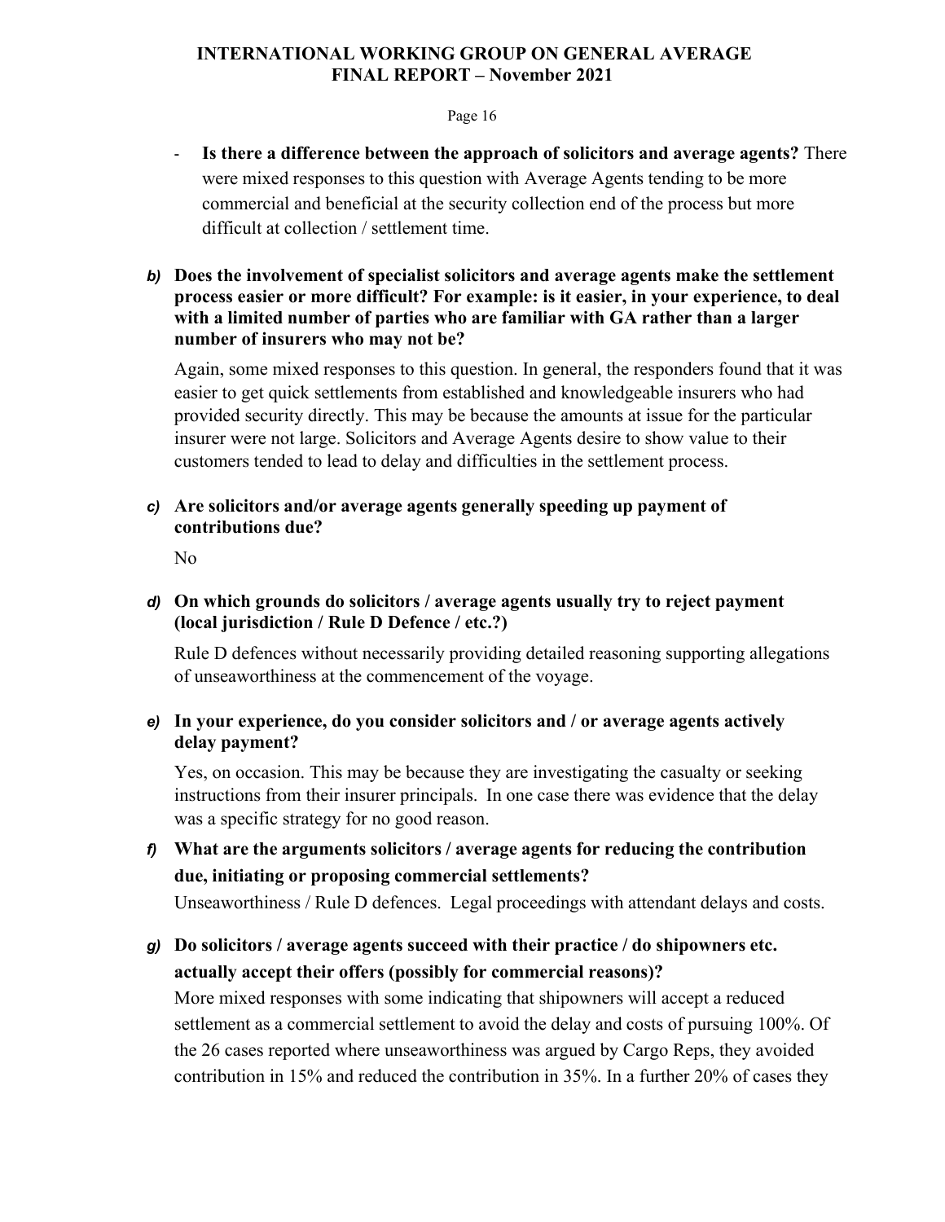- **Is there a difference between the approach of solicitors and average agents?** There were mixed responses to this question with Average Agents tending to be more commercial and beneficial at the security collection end of the process but more difficult at collection / settlement time.

***b)*** **Does the involvement of specialist solicitors and average agents make the settlement process easier or more difficult? For example: is it easier, in your experience, to deal with a limited number of parties who are familiar with GA rather than a larger number of insurers who may not be?**

Again, some mixed responses to this question. In general, the responders found that it was easier to get quick settlements from established and knowledgeable insurers who had provided security directly. This may be because the amounts at issue for the particular insurer were not large. Solicitors and Average Agents desire to show value to their customers tended to lead to delay and difficulties in the settlement process.

***c)*** **Are solicitors and/or average agents generally speeding up payment of contributions due?**

No

***d)*** **On which grounds do solicitors / average agents usually try to reject payment (local jurisdiction / Rule D Defence / etc.?)**

Rule D defences without necessarily providing detailed reasoning supporting allegations of unseaworthiness at the commencement of the voyage.

***e)*** **In your experience, do you consider solicitors and / or average agents actively delay payment?**

Yes, on occasion. This may be because they are investigating the casualty or seeking instructions from their insurer principals. In one case there was evidence that the delay was a specific strategy for no good reason.

***f)*** **What are the arguments solicitors / average agents for reducing the contribution due, initiating or proposing commercial settlements?**

Unseaworthiness / Rule D defences. Legal proceedings with attendant delays and costs.

***g)*** **Do solicitors / average agents succeed with their practice / do shipowners etc. actually accept their offers (possibly for commercial reasons)?**

More mixed responses with some indicating that shipowners will accept a reduced settlement as a commercial settlement to avoid the delay and costs of pursuing 100%. Of the 26 cases reported where unseaworthiness was argued by Cargo Reps, they avoided contribution in 15% and reduced the contribution in 35%. In a further 20% of cases they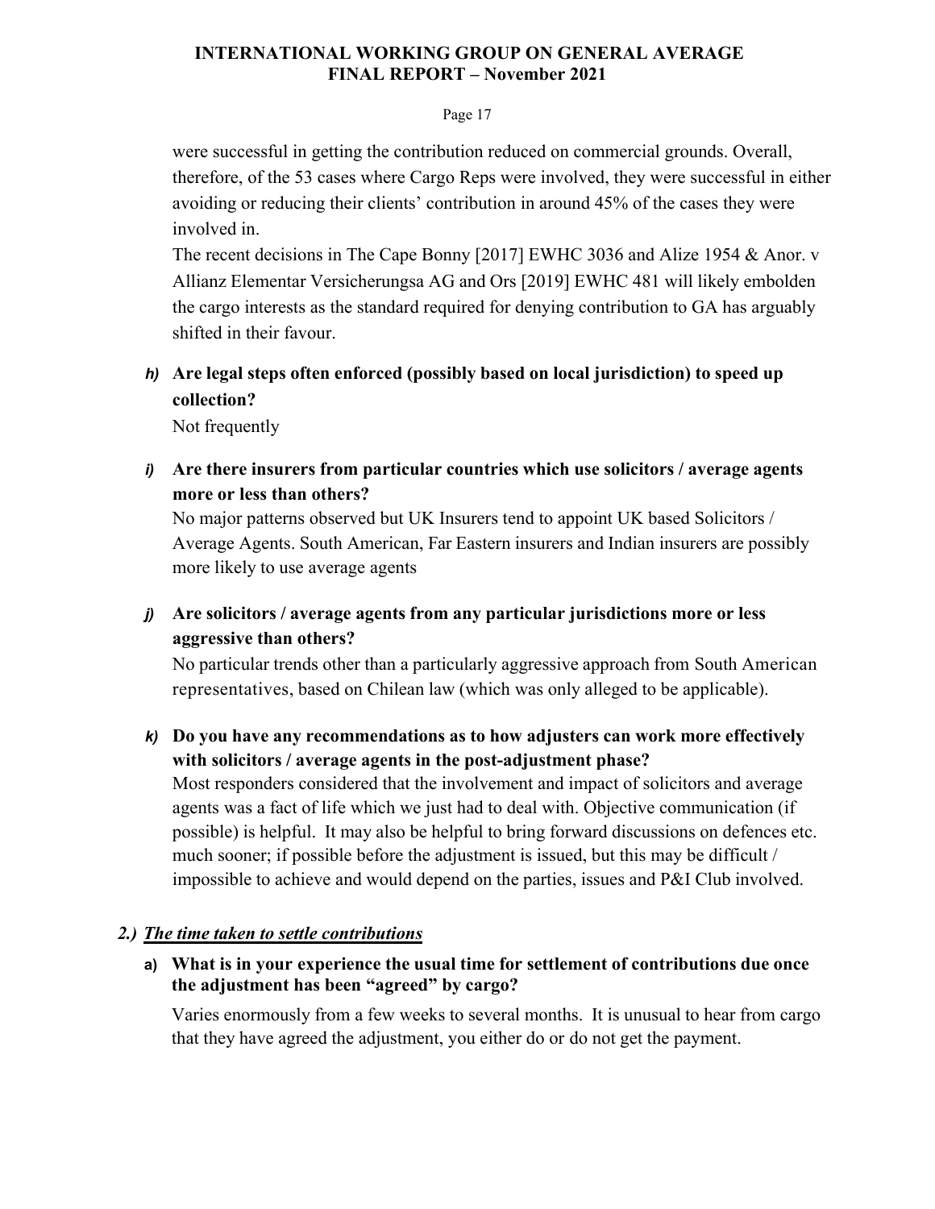were successful in getting the contribution reduced on commercial grounds. Overall, therefore, of the 53 cases where Cargo Reps were involved, they were successful in either avoiding or reducing their clients' contribution in around 45% of the cases they were involved in.

The recent decisions in The Cape Bonny [2017] EWHC 3036 and Alize 1954 & Anor. v Allianz Elementar Versicherungsa AG and Ors [2019] EWHC 481 will likely embolden the cargo interests as the standard required for denying contribution to GA has arguably shifted in their favour.

***h)*** **Are legal steps often enforced (possibly based on local jurisdiction) to speed up collection?**

Not frequently

***i)*** **Are there insurers from particular countries which use solicitors / average agents more or less than others?**

No major patterns observed but UK Insurers tend to appoint UK based Solicitors / Average Agents. South American, Far Eastern insurers and Indian insurers are possibly more likely to use average agents

***j)*** **Are solicitors / average agents from any particular jurisdictions more or less aggressive than others?**

No particular trends other than a particularly aggressive approach from South American representatives, based on Chilean law (which was only alleged to be applicable).

***k)*** **Do you have any recommendations as to how adjusters can work more effectively with solicitors / average agents in the post-adjustment phase?**

Most responders considered that the involvement and impact of solicitors and average agents was a fact of life which we just had to deal with. Objective communication (if possible) is helpful. It may also be helpful to bring forward discussions on defences etc. much sooner; if possible before the adjustment is issued, but this may be difficult / impossible to achieve and would depend on the parties, issues and P&I Club involved.

## *2.) The time taken to settle contributions*

**a) What is in your experience the usual time for settlement of contributions due once the adjustment has been "agreed" by cargo?**

Varies enormously from a few weeks to several months. It is unusual to hear from cargo that they have agreed the adjustment, you either do or do not get the payment.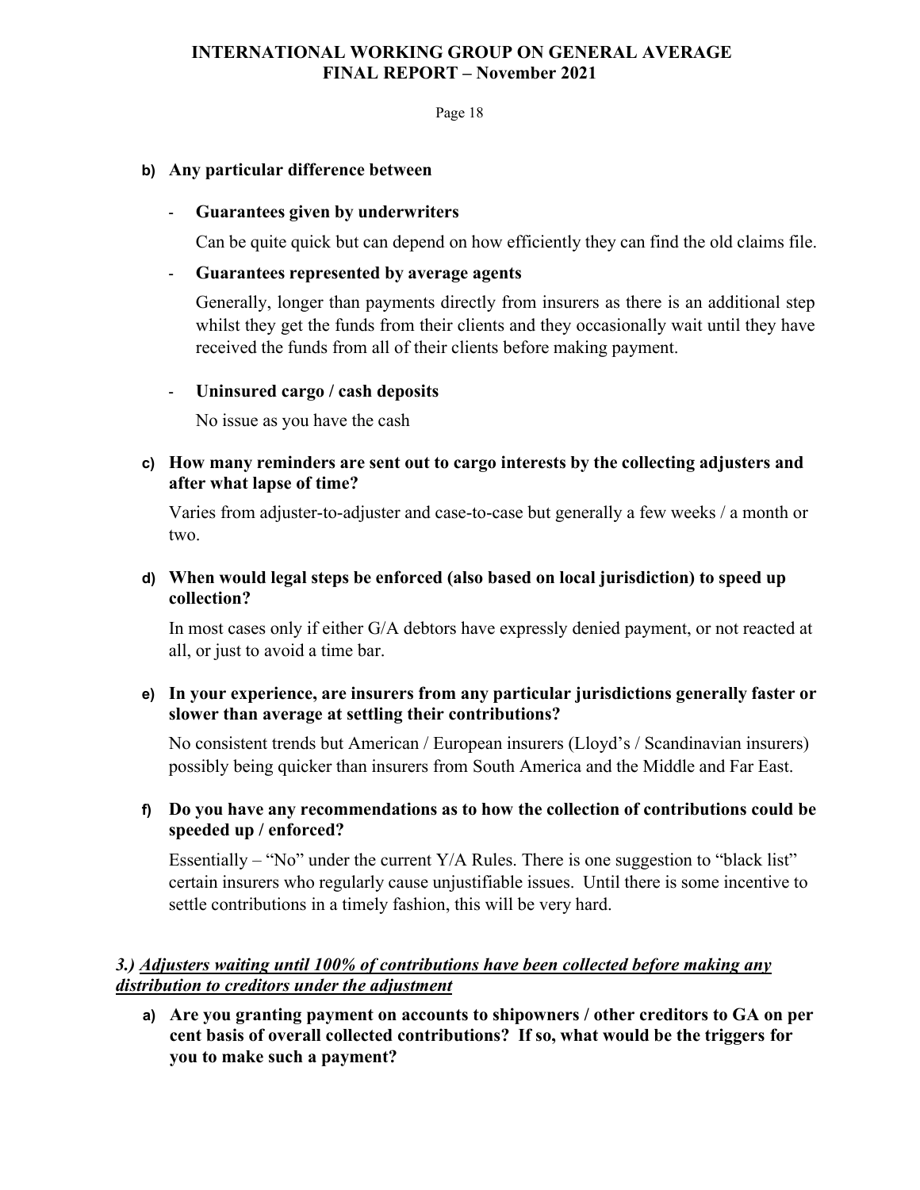**b) Any particular difference between**

- **Guarantees given by underwriters**

  Can be quite quick but can depend on how efficiently they can find the old claims file.

- **Guarantees represented by average agents**

  Generally, longer than payments directly from insurers as there is an additional step whilst they get the funds from their clients and they occasionally wait until they have received the funds from all of their clients before making payment.

- **Uninsured cargo / cash deposits**

  No issue as you have the cash

**c) How many reminders are sent out to cargo interests by the collecting adjusters and after what lapse of time?**

Varies from adjuster-to-adjuster and case-to-case but generally a few weeks / a month or two.

**d) When would legal steps be enforced (also based on local jurisdiction) to speed up collection?**

In most cases only if either G/A debtors have expressly denied payment, or not reacted at all, or just to avoid a time bar.

**e) In your experience, are insurers from any particular jurisdictions generally faster or slower than average at settling their contributions?**

No consistent trends but American / European insurers (Lloyd's / Scandinavian insurers) possibly being quicker than insurers from South America and the Middle and Far East.

**f) Do you have any recommendations as to how the collection of contributions could be speeded up / enforced?**

Essentially – "No" under the current Y/A Rules. There is one suggestion to "black list" certain insurers who regularly cause unjustifiable issues. Until there is some incentive to settle contributions in a timely fashion, this will be very hard.

### *3.) Adjusters waiting until 100% of contributions have been collected before making any distribution to creditors under the adjustment*

**a) Are you granting payment on accounts to shipowners / other creditors to GA on per cent basis of overall collected contributions? If so, what would be the triggers for you to make such a payment?**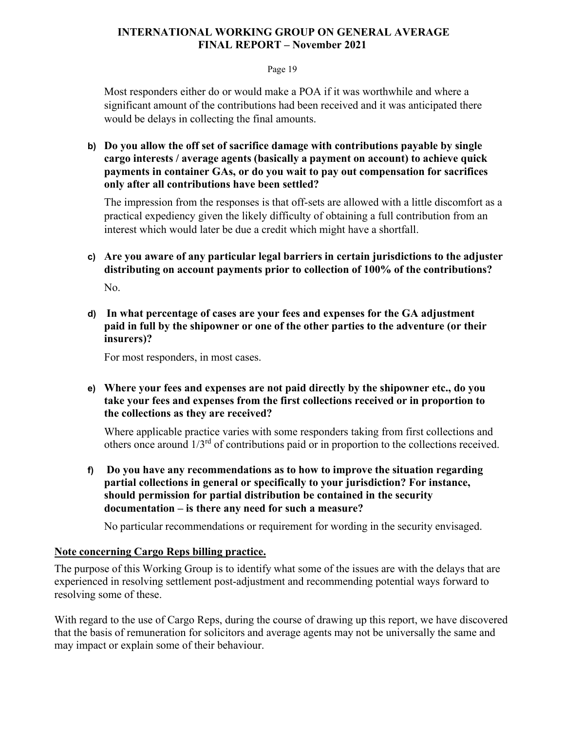Most responders either do or would make a POA if it was worthwhile and where a significant amount of the contributions had been received and it was anticipated there would be delays in collecting the final amounts.

**b) Do you allow the off set of sacrifice damage with contributions payable by single cargo interests / average agents (basically a payment on account) to achieve quick payments in container GAs, or do you wait to pay out compensation for sacrifices only after all contributions have been settled?**

The impression from the responses is that off-sets are allowed with a little discomfort as a practical expediency given the likely difficulty of obtaining a full contribution from an interest which would later be due a credit which might have a shortfall.

**c) Are you aware of any particular legal barriers in certain jurisdictions to the adjuster distributing on account payments prior to collection of 100% of the contributions?**

No.

**d) In what percentage of cases are your fees and expenses for the GA adjustment paid in full by the shipowner or one of the other parties to the adventure (or their insurers)?**

For most responders, in most cases.

**e) Where your fees and expenses are not paid directly by the shipowner etc., do you take your fees and expenses from the first collections received or in proportion to the collections as they are received?**

Where applicable practice varies with some responders taking from first collections and others once around 1/3rd of contributions paid or in proportion to the collections received.

**f) Do you have any recommendations as to how to improve the situation regarding partial collections in general or specifically to your jurisdiction? For instance, should permission for partial distribution be contained in the security documentation – is there any need for such a measure?**

No particular recommendations or requirement for wording in the security envisaged.

**Note concerning Cargo Reps billing practice.**

The purpose of this Working Group is to identify what some of the issues are with the delays that are experienced in resolving settlement post-adjustment and recommending potential ways forward to resolving some of these.

With regard to the use of Cargo Reps, during the course of drawing up this report, we have discovered that the basis of remuneration for solicitors and average agents may not be universally the same and may impact or explain some of their behaviour.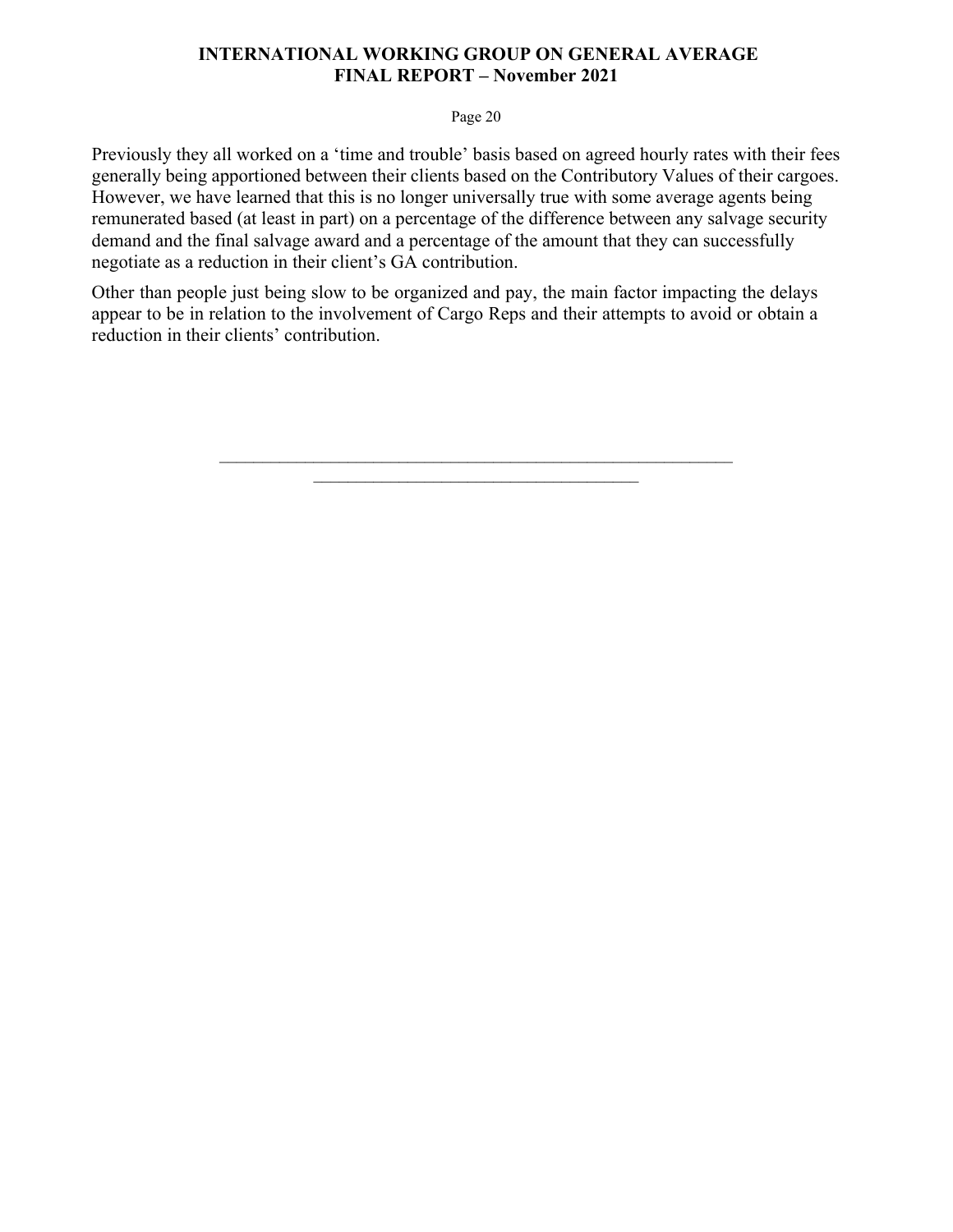Previously they all worked on a 'time and trouble' basis based on agreed hourly rates with their fees generally being apportioned between their clients based on the Contributory Values of their cargoes. However, we have learned that this is no longer universally true with some average agents being remunerated based (at least in part) on a percentage of the difference between any salvage security demand and the final salvage award and a percentage of the amount that they can successfully negotiate as a reduction in their client's GA contribution.

Other than people just being slow to be organized and pay, the main factor impacting the delays appear to be in relation to the involvement of Cargo Reps and their attempts to avoid or obtain a reduction in their clients' contribution.